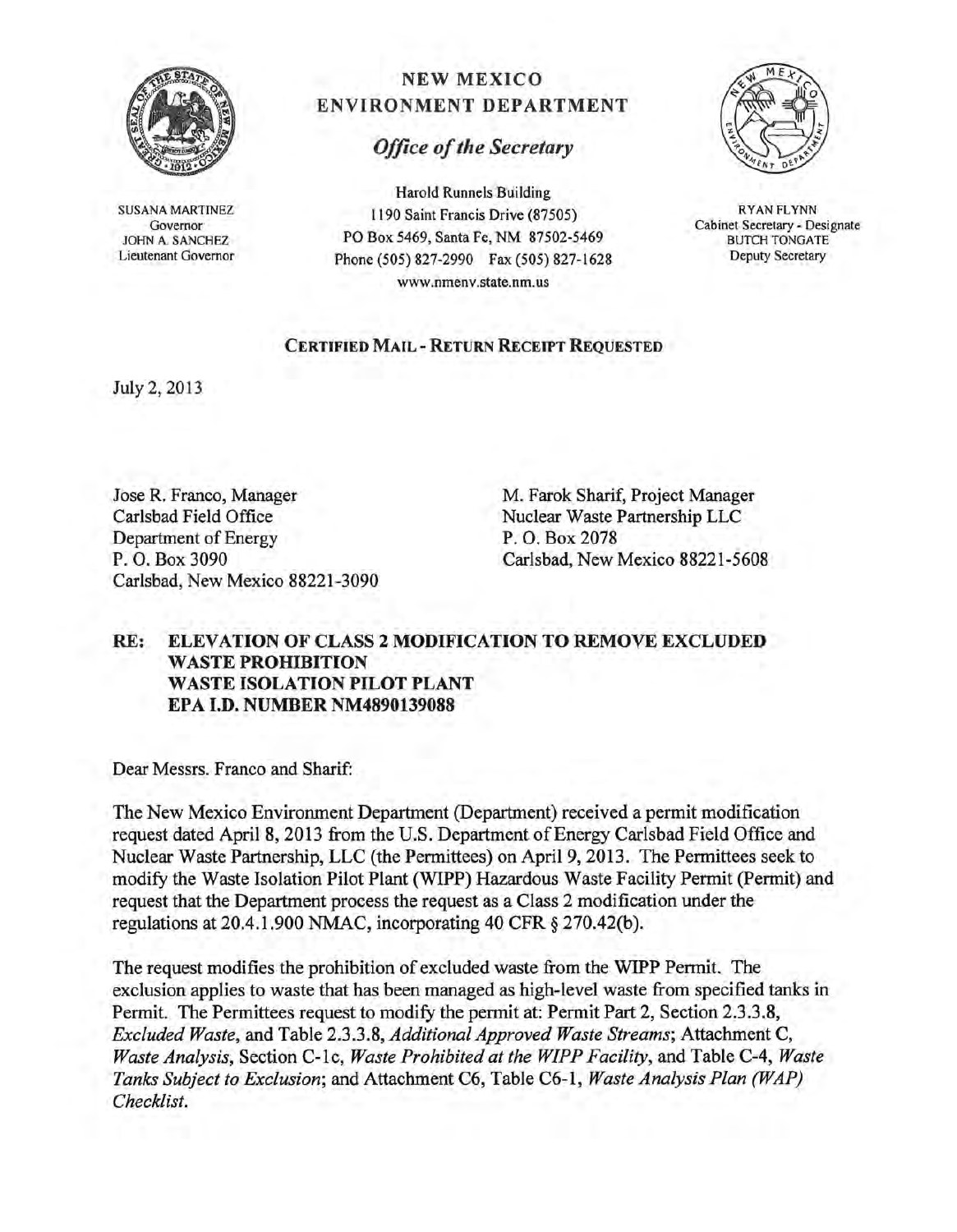# NEW MEXICO ENVIRONMENT DEPARTMENT

## *Office of the Secretary*

SUSANA MARTINEZ
Governor
JOHN A. SANCHEZ
Lieutenant Governor

Harold Runnels Building
1190 Saint Francis Drive (87505)
PO Box 5469, Santa Fe, NM 87502-5469
Phone (505) 827-2990 Fax (505) 827-1628
www.nmenv.state.nm.us

RYAN FLYNN
Cabinet Secretary - Designate
BUTCH TONGATE
Deputy Secretary

**CERTIFIED MAIL - RETURN RECEIPT REQUESTED**

July 2, 2013

Jose R. Franco, Manager
Carlsbad Field Office
Department of Energy
P. O. Box 3090
Carlsbad, New Mexico 88221-3090

M. Farok Sharif, Project Manager
Nuclear Waste Partnership LLC
P. O. Box 2078
Carlsbad, New Mexico 88221-5608

**RE: ELEVATION OF CLASS 2 MODIFICATION TO REMOVE EXCLUDED WASTE PROHIBITION
WASTE ISOLATION PILOT PLANT
EPA I.D. NUMBER NM4890139088**

Dear Messrs. Franco and Sharif:

The New Mexico Environment Department (Department) received a permit modification request dated April 8, 2013 from the U.S. Department of Energy Carlsbad Field Office and Nuclear Waste Partnership, LLC (the Permittees) on April 9, 2013. The Permittees seek to modify the Waste Isolation Pilot Plant (WIPP) Hazardous Waste Facility Permit (Permit) and request that the Department process the request as a Class 2 modification under the regulations at 20.4.1.900 NMAC, incorporating 40 CFR § 270.42(b).

The request modifies the prohibition of excluded waste from the WIPP Permit. The exclusion applies to waste that has been managed as high-level waste from specified tanks in Permit. The Permittees request to modify the permit at: Permit Part 2, Section 2.3.3.8, *Excluded Waste*, and Table 2.3.3.8, *Additional Approved Waste Streams*; Attachment C, *Waste Analysis*, Section C-1c, *Waste Prohibited at the WIPP Facility*, and Table C-4, *Waste Tanks Subject to Exclusion*; and Attachment C6, Table C6-1, *Waste Analysis Plan (WAP) Checklist*.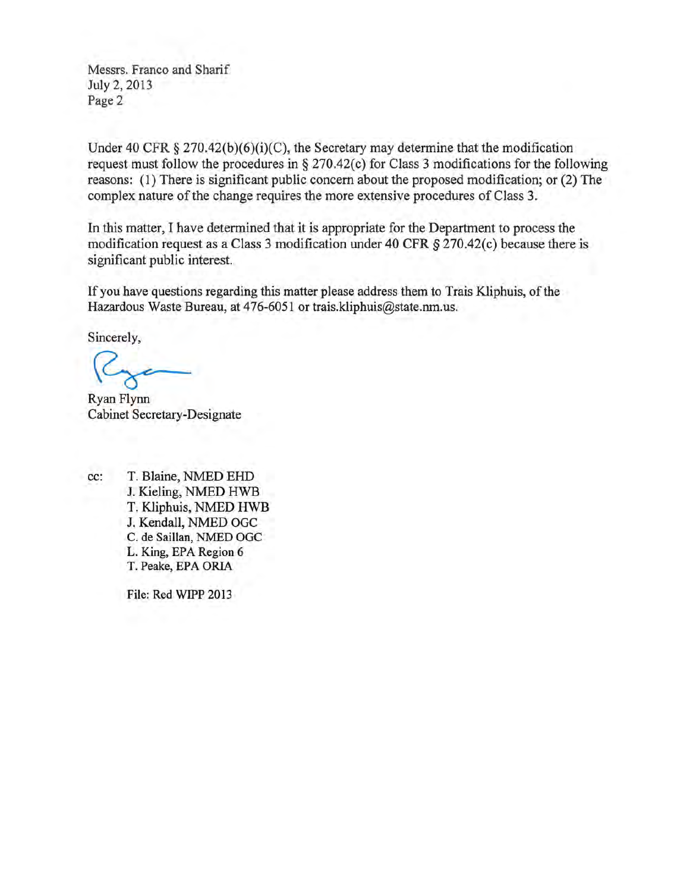Under 40 CFR § 270.42(b)(6)(i)(C), the Secretary may determine that the modification request must follow the procedures in § 270.42(c) for Class 3 modifications for the following reasons: (1) There is significant public concern about the proposed modification; or (2) The complex nature of the change requires the more extensive procedures of Class 3.

In this matter, I have determined that it is appropriate for the Department to process the modification request as a Class 3 modification under 40 CFR § 270.42(c) because there is significant public interest.

If you have questions regarding this matter please address them to Trais Kliphuis, of the Hazardous Waste Bureau, at 476-6051 or trais.kliphuis@state.nm.us.

Sincerely,

Ryan Flynn
Cabinet Secretary-Designate

cc: T. Blaine, NMED EHD
J. Kieling, NMED HWB
T. Kliphuis, NMED HWB
J. Kendall, NMED OGC
C. de Saillan, NMED OGC
L. King, EPA Region 6
T. Peake, EPA ORIA

File: Red WIPP 2013